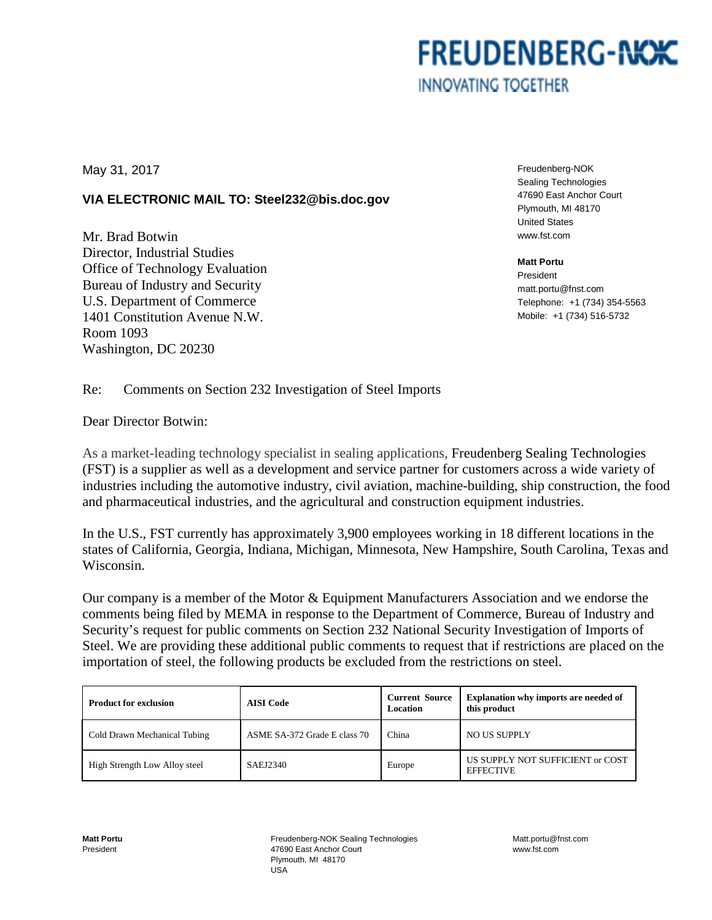FREUDENBERG-NOK

INNOVATING TOGETHER

May 31, 2017

**VIA ELECTRONIC MAIL TO: Steel232@bis.doc.gov**

Mr. Brad Botwin
Director, Industrial Studies
Office of Technology Evaluation
Bureau of Industry and Security
U.S. Department of Commerce
1401 Constitution Avenue N.W.
Room 1093
Washington, DC 20230

Freudenberg-NOK
Sealing Technologies
47690 East Anchor Court
Plymouth, MI 48170
United States
www.fst.com

**Matt Portu**
President
matt.portu@fnst.com
Telephone: +1 (734) 354-5563
Mobile: +1 (734) 516-5732

Re: Comments on Section 232 Investigation of Steel Imports

Dear Director Botwin:

As a market-leading technology specialist in sealing applications, Freudenberg Sealing Technologies (FST) is a supplier as well as a development and service partner for customers across a wide variety of industries including the automotive industry, civil aviation, machine-building, ship construction, the food and pharmaceutical industries, and the agricultural and construction equipment industries.

In the U.S., FST currently has approximately 3,900 employees working in 18 different locations in the states of California, Georgia, Indiana, Michigan, Minnesota, New Hampshire, South Carolina, Texas and Wisconsin.

Our company is a member of the Motor & Equipment Manufacturers Association and we endorse the comments being filed by MEMA in response to the Department of Commerce, Bureau of Industry and Security's request for public comments on Section 232 National Security Investigation of Imports of Steel. We are providing these additional public comments to request that if restrictions are placed on the importation of steel, the following products be excluded from the restrictions on steel.

| Product for exclusion | AISI Code | Current Source Location | Explanation why imports are needed of this product |
|---|---|---|---|
| Cold Drawn Mechanical Tubing | ASME SA-372 Grade E class 70 | China | NO US SUPPLY |
| High Strength Low Alloy steel | SAEJ2340 | Europe | US SUPPLY NOT SUFFICIENT or COST EFFECTIVE |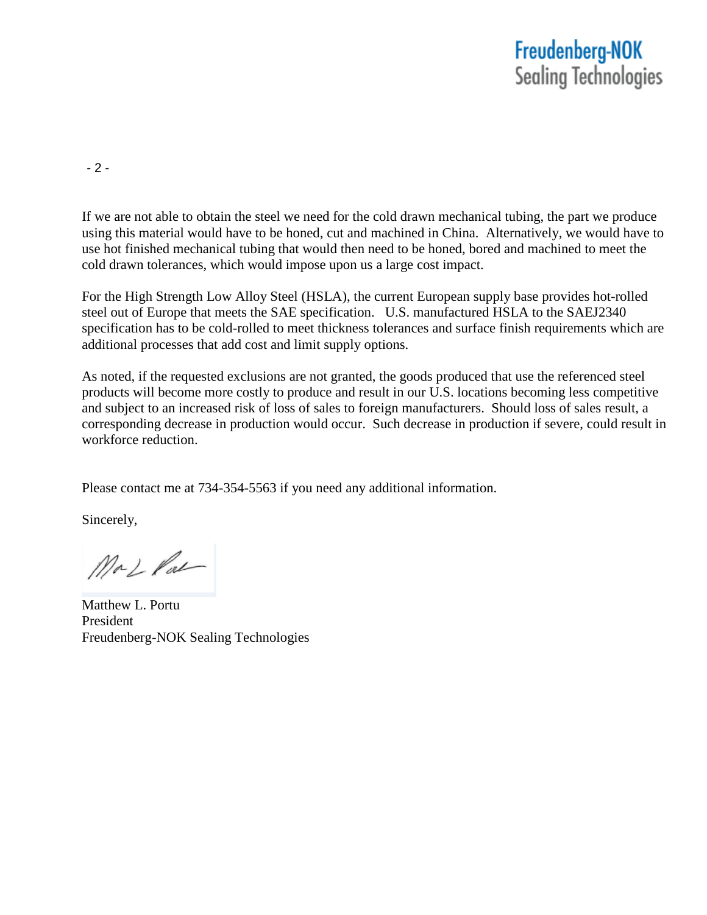If we are not able to obtain the steel we need for the cold drawn mechanical tubing, the part we produce using this material would have to be honed, cut and machined in China. Alternatively, we would have to use hot finished mechanical tubing that would then need to be honed, bored and machined to meet the cold drawn tolerances, which would impose upon us a large cost impact.

For the High Strength Low Alloy Steel (HSLA), the current European supply base provides hot-rolled steel out of Europe that meets the SAE specification. U.S. manufactured HSLA to the SAEJ2340 specification has to be cold-rolled to meet thickness tolerances and surface finish requirements which are additional processes that add cost and limit supply options.

As noted, if the requested exclusions are not granted, the goods produced that use the referenced steel products will become more costly to produce and result in our U.S. locations becoming less competitive and subject to an increased risk of loss of sales to foreign manufacturers. Should loss of sales result, a corresponding decrease in production would occur. Such decrease in production if severe, could result in workforce reduction.

Please contact me at 734-354-5563 if you need any additional information.

Sincerely,

Matthew L. Portu
President
Freudenberg-NOK Sealing Technologies